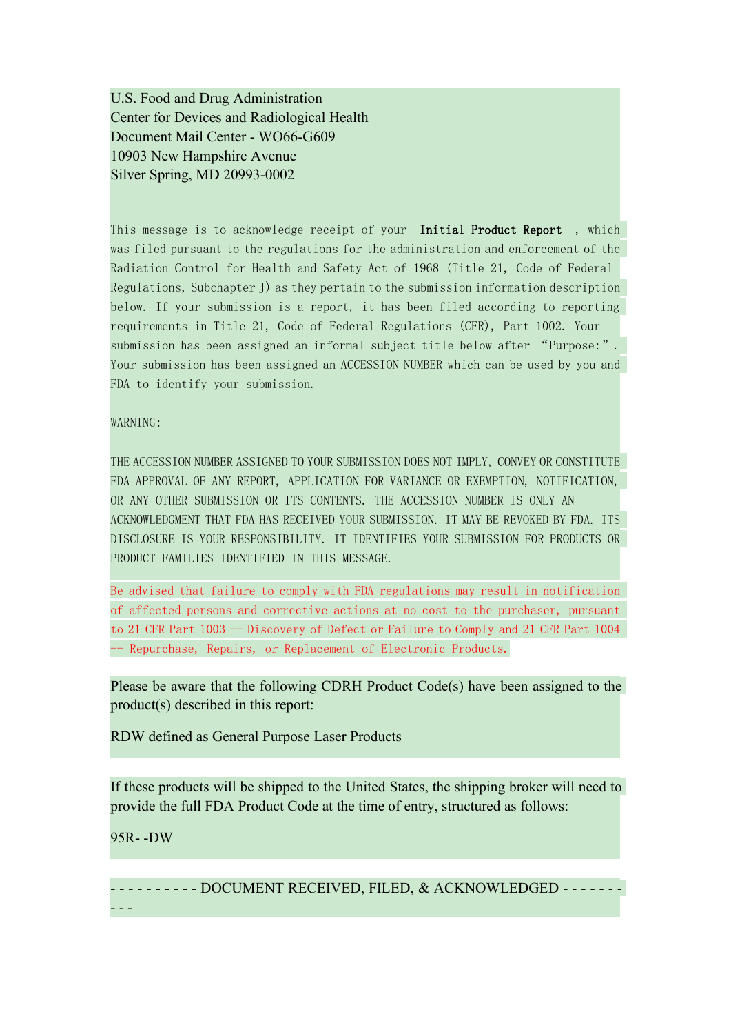U.S. Food and Drug Administration
Center for Devices and Radiological Health
Document Mail Center - WO66-G609
10903 New Hampshire Avenue
Silver Spring, MD 20993-0002

This message is to acknowledge receipt of your **Initial Product Report** , which was filed pursuant to the regulations for the administration and enforcement of the Radiation Control for Health and Safety Act of 1968 (Title 21, Code of Federal Regulations, Subchapter J) as they pertain to the submission information description below. If your submission is a report, it has been filed according to reporting requirements in Title 21, Code of Federal Regulations (CFR), Part 1002. Your submission has been assigned an informal subject title below after "Purpose:". Your submission has been assigned an ACCESSION NUMBER which can be used by you and FDA to identify your submission.

WARNING:

THE ACCESSION NUMBER ASSIGNED TO YOUR SUBMISSION DOES NOT IMPLY, CONVEY OR CONSTITUTE FDA APPROVAL OF ANY REPORT, APPLICATION FOR VARIANCE OR EXEMPTION, NOTIFICATION, OR ANY OTHER SUBMISSION OR ITS CONTENTS. THE ACCESSION NUMBER IS ONLY AN ACKNOWLEDGMENT THAT FDA HAS RECEIVED YOUR SUBMISSION. IT MAY BE REVOKED BY FDA. ITS DISCLOSURE IS YOUR RESPONSIBILITY. IT IDENTIFIES YOUR SUBMISSION FOR PRODUCTS OR PRODUCT FAMILIES IDENTIFIED IN THIS MESSAGE.

Be advised that failure to comply with FDA regulations may result in notification of affected persons and corrective actions at no cost to the purchaser, pursuant to 21 CFR Part 1003 -- Discovery of Defect or Failure to Comply and 21 CFR Part 1004 -- Repurchase, Repairs, or Replacement of Electronic Products.

Please be aware that the following CDRH Product Code(s) have been assigned to the product(s) described in this report:

RDW defined as General Purpose Laser Products

If these products will be shipped to the United States, the shipping broker will need to provide the full FDA Product Code at the time of entry, structured as follows:

95R- -DW

- - - - - - - - - - DOCUMENT RECEIVED, FILED, & ACKNOWLEDGED - - - - - - - - - -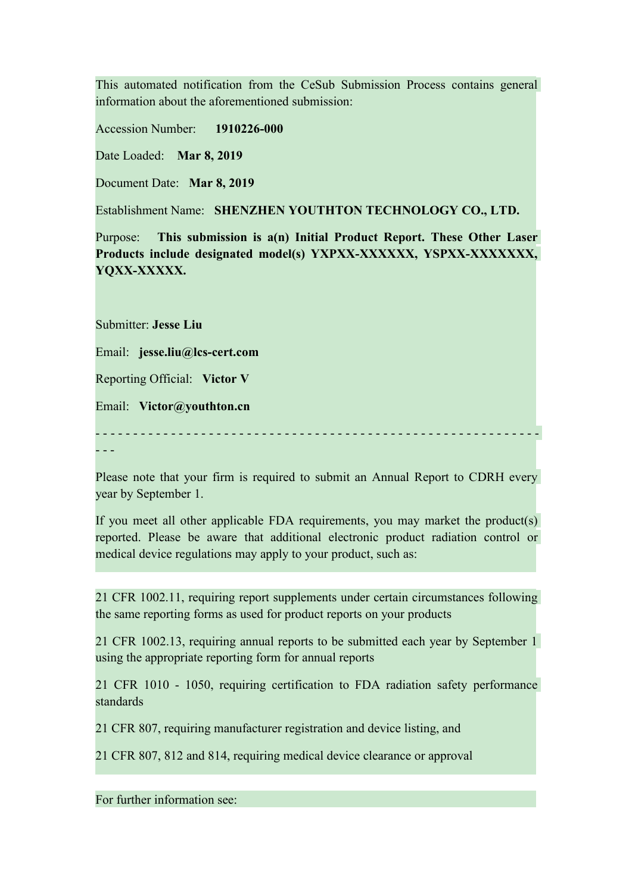This automated notification from the CeSub Submission Process contains general information about the aforementioned submission:

Accession Number: **1910226-000**

Date Loaded: **Mar 8, 2019**

Document Date: **Mar 8, 2019**

Establishment Name: **SHENZHEN YOUTHTON TECHNOLOGY CO., LTD.**

Purpose: **This submission is a(n) Initial Product Report. These Other Laser Products include designated model(s) YXPXX-XXXXXX, YSPXX-XXXXXXX, YQXX-XXXXX.**

Submitter: **Jesse Liu**

Email: **jesse.liu@lcs-cert.com**

Reporting Official: **Victor V**

Email: **Victor@youthton.cn**

- - - - - - - - - - - - - - - - - - - - - - - - - - - - - - - - - - - - - - - - - - - - - - - - - - - - - - - - - - - - - - -

Please note that your firm is required to submit an Annual Report to CDRH every year by September 1.

If you meet all other applicable FDA requirements, you may market the product(s) reported. Please be aware that additional electronic product radiation control or medical device regulations may apply to your product, such as:

21 CFR 1002.11, requiring report supplements under certain circumstances following the same reporting forms as used for product reports on your products

21 CFR 1002.13, requiring annual reports to be submitted each year by September 1 using the appropriate reporting form for annual reports

21 CFR 1010 - 1050, requiring certification to FDA radiation safety performance standards

21 CFR 807, requiring manufacturer registration and device listing, and

21 CFR 807, 812 and 814, requiring medical device clearance or approval

For further information see: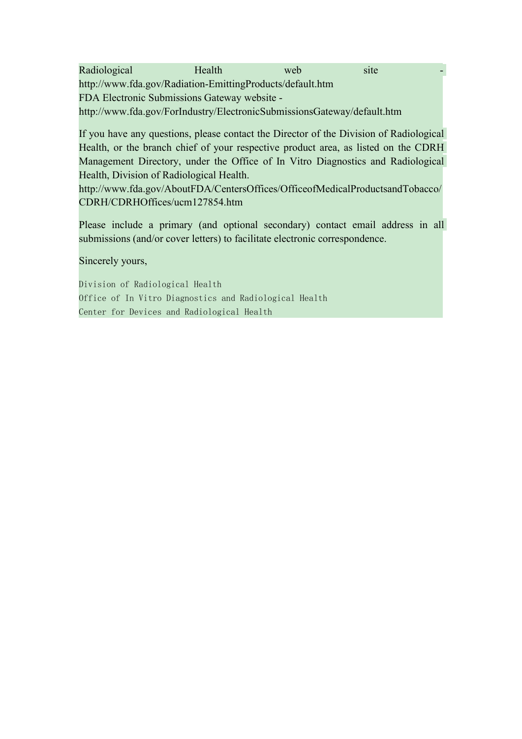Radiological Health web site - http://www.fda.gov/Radiation-EmittingProducts/default.htm
FDA Electronic Submissions Gateway website - http://www.fda.gov/ForIndustry/ElectronicSubmissionsGateway/default.htm

If you have any questions, please contact the Director of the Division of Radiological Health, or the branch chief of your respective product area, as listed on the CDRH Management Directory, under the Office of In Vitro Diagnostics and Radiological Health, Division of Radiological Health.
http://www.fda.gov/AboutFDA/CentersOffices/OfficeofMedicalProductsandTobacco/CDRH/CDRHOffices/ucm127854.htm

Please include a primary (and optional secondary) contact email address in all submissions (and/or cover letters) to facilitate electronic correspondence.

Sincerely yours,

Division of Radiological Health
Office of In Vitro Diagnostics and Radiological Health
Center for Devices and Radiological Health